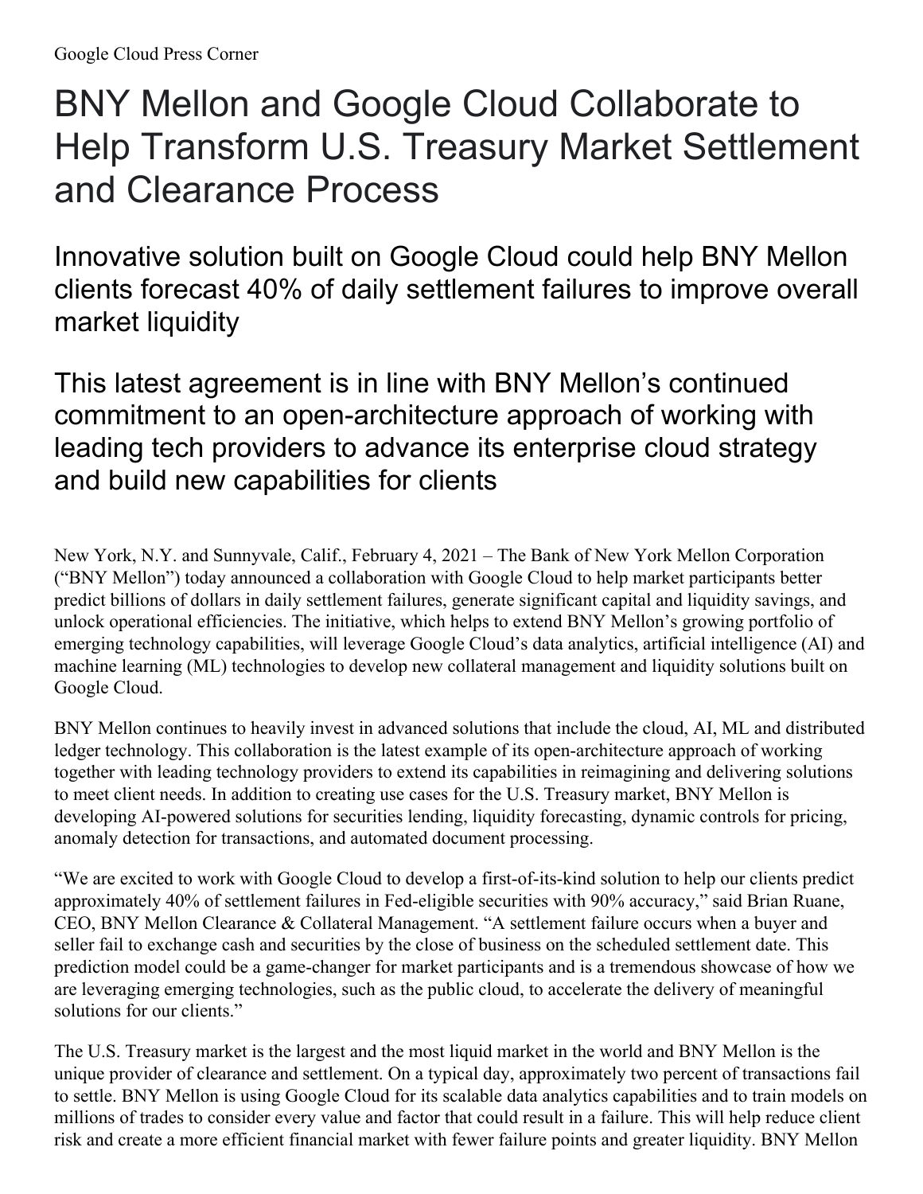Google Cloud Press Corner

# BNY Mellon and Google Cloud Collaborate to Help Transform U.S. Treasury Market Settlement and Clearance Process

## Innovative solution built on Google Cloud could help BNY Mellon clients forecast 40% of daily settlement failures to improve overall market liquidity

## This latest agreement is in line with BNY Mellon's continued commitment to an open-architecture approach of working with leading tech providers to advance its enterprise cloud strategy and build new capabilities for clients

New York, N.Y. and Sunnyvale, Calif., February 4, 2021 – The Bank of New York Mellon Corporation ("BNY Mellon") today announced a collaboration with Google Cloud to help market participants better predict billions of dollars in daily settlement failures, generate significant capital and liquidity savings, and unlock operational efficiencies. The initiative, which helps to extend BNY Mellon's growing portfolio of emerging technology capabilities, will leverage Google Cloud's data analytics, artificial intelligence (AI) and machine learning (ML) technologies to develop new collateral management and liquidity solutions built on Google Cloud.

BNY Mellon continues to heavily invest in advanced solutions that include the cloud, AI, ML and distributed ledger technology. This collaboration is the latest example of its open-architecture approach of working together with leading technology providers to extend its capabilities in reimagining and delivering solutions to meet client needs. In addition to creating use cases for the U.S. Treasury market, BNY Mellon is developing AI-powered solutions for securities lending, liquidity forecasting, dynamic controls for pricing, anomaly detection for transactions, and automated document processing.

"We are excited to work with Google Cloud to develop a first-of-its-kind solution to help our clients predict approximately 40% of settlement failures in Fed-eligible securities with 90% accuracy," said Brian Ruane, CEO, BNY Mellon Clearance & Collateral Management. "A settlement failure occurs when a buyer and seller fail to exchange cash and securities by the close of business on the scheduled settlement date. This prediction model could be a game-changer for market participants and is a tremendous showcase of how we are leveraging emerging technologies, such as the public cloud, to accelerate the delivery of meaningful solutions for our clients."

The U.S. Treasury market is the largest and the most liquid market in the world and BNY Mellon is the unique provider of clearance and settlement. On a typical day, approximately two percent of transactions fail to settle. BNY Mellon is using Google Cloud for its scalable data analytics capabilities and to train models on millions of trades to consider every value and factor that could result in a failure. This will help reduce client risk and create a more efficient financial market with fewer failure points and greater liquidity. BNY Mellon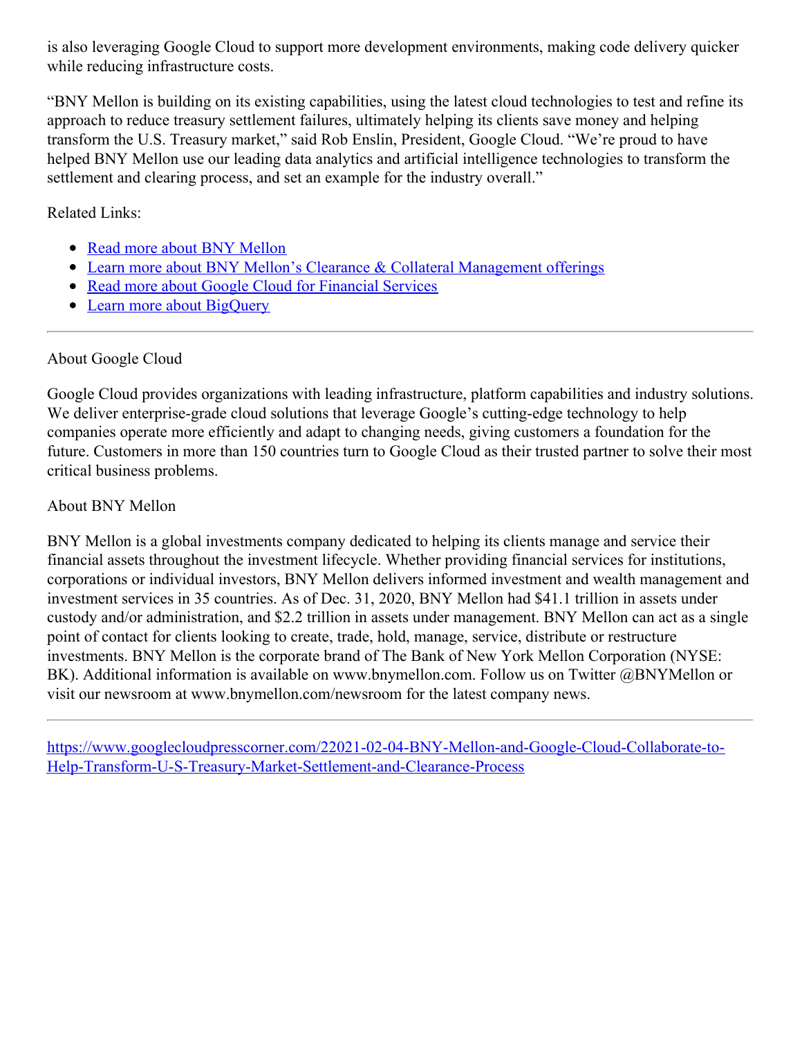is also leveraging Google Cloud to support more development environments, making code delivery quicker while reducing infrastructure costs.

"BNY Mellon is building on its existing capabilities, using the latest cloud technologies to test and refine its approach to reduce treasury settlement failures, ultimately helping its clients save money and helping transform the U.S. Treasury market," said Rob Enslin, President, Google Cloud. "We're proud to have helped BNY Mellon use our leading data analytics and artificial intelligence technologies to transform the settlement and clearing process, and set an example for the industry overall."

Related Links:

- Read more about BNY Mellon
- Learn more about BNY Mellon's Clearance & Collateral Management offerings
- Read more about Google Cloud for Financial Services
- Learn more about BigQuery

---

About Google Cloud

Google Cloud provides organizations with leading infrastructure, platform capabilities and industry solutions. We deliver enterprise-grade cloud solutions that leverage Google's cutting-edge technology to help companies operate more efficiently and adapt to changing needs, giving customers a foundation for the future. Customers in more than 150 countries turn to Google Cloud as their trusted partner to solve their most critical business problems.

About BNY Mellon

BNY Mellon is a global investments company dedicated to helping its clients manage and service their financial assets throughout the investment lifecycle. Whether providing financial services for institutions, corporations or individual investors, BNY Mellon delivers informed investment and wealth management and investment services in 35 countries. As of Dec. 31, 2020, BNY Mellon had $41.1 trillion in assets under custody and/or administration, and $2.2 trillion in assets under management. BNY Mellon can act as a single point of contact for clients looking to create, trade, hold, manage, service, distribute or restructure investments. BNY Mellon is the corporate brand of The Bank of New York Mellon Corporation (NYSE: BK). Additional information is available on www.bnymellon.com. Follow us on Twitter @BNYMellon or visit our newsroom at www.bnymellon.com/newsroom for the latest company news.

---

https://www.googlecloudpresscorner.com/22021-02-04-BNY-Mellon-and-Google-Cloud-Collaborate-to-Help-Transform-U-S-Treasury-Market-Settlement-and-Clearance-Process